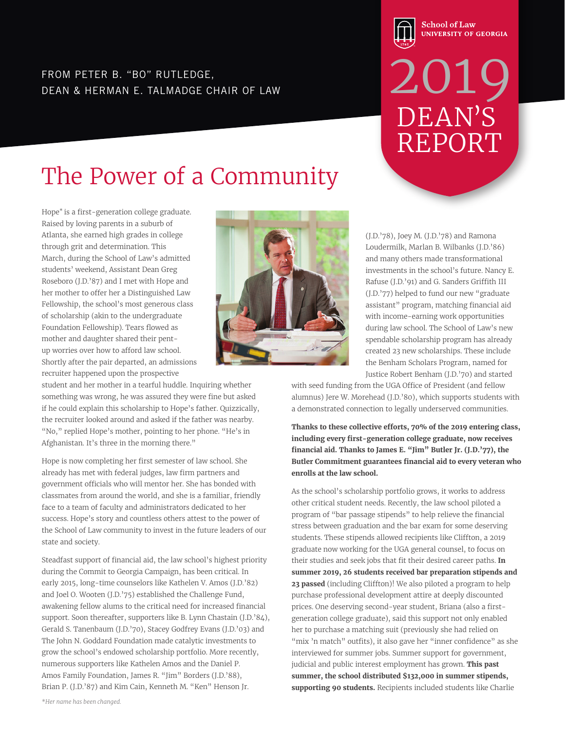School of Law
UNIVERSITY OF GEORGIA

# 2019 DEAN'S REPORT

FROM PETER B. "BO" RUTLEDGE,
DEAN & HERMAN E. TALMADGE CHAIR OF LAW

## The Power of a Community

Hope* is a first-generation college graduate. Raised by loving parents in a suburb of Atlanta, she earned high grades in college through grit and determination. This March, during the School of Law's admitted students' weekend, Assistant Dean Greg Roseboro (J.D.'87) and I met with Hope and her mother to offer her a Distinguished Law Fellowship, the school's most generous class of scholarship (akin to the undergraduate Foundation Fellowship). Tears flowed as mother and daughter shared their pent-up worries over how to afford law school. Shortly after the pair departed, an admissions recruiter happened upon the prospective student and her mother in a tearful huddle. Inquiring whether something was wrong, he was assured they were fine but asked if he could explain this scholarship to Hope's father. Quizzically, the recruiter looked around and asked if the father was nearby. "No," replied Hope's mother, pointing to her phone. "He's in Afghanistan. It's three in the morning there."

Hope is now completing her first semester of law school. She already has met with federal judges, law firm partners and government officials who will mentor her. She has bonded with classmates from around the world, and she is a familiar, friendly face to a team of faculty and administrators dedicated to her success. Hope's story and countless others attest to the power of the School of Law community to invest in the future leaders of our state and society.

Steadfast support of financial aid, the law school's highest priority during the Commit to Georgia Campaign, has been critical. In early 2015, long-time counselors like Kathelen V. Amos (J.D.'82) and Joel O. Wooten (J.D.'75) established the Challenge Fund, awakening fellow alums to the critical need for increased financial support. Soon thereafter, supporters like B. Lynn Chastain (J.D.'84), Gerald S. Tanenbaum (J.D.'70), Stacey Godfrey Evans (J.D.'03) and The John N. Goddard Foundation made catalytic investments to grow the school's endowed scholarship portfolio. More recently, numerous supporters like Kathelen Amos and the Daniel P. Amos Family Foundation, James R. "Jim" Borders (J.D.'88), Brian P. (J.D.'87) and Kim Cain, Kenneth M. "Ken" Henson Jr. (J.D.'78), Joey M. (J.D.'78) and Ramona Loudermilk, Marlan B. Wilbanks (J.D.'86) and many others made transformational investments in the school's future. Nancy E. Rafuse (J.D.'91) and G. Sanders Griffith III (J.D.'77) helped to fund our new "graduate assistant" program, matching financial aid with income-earning work opportunities during law school. The School of Law's new spendable scholarship program has already created 23 new scholarships. These include the Benham Scholars Program, named for Justice Robert Benham (J.D.'70) and started with seed funding from the UGA Office of President (and fellow alumnus) Jere W. Morehead (J.D.'80), which supports students with a demonstrated connection to legally underserved communities.

**Thanks to these collective efforts, 70% of the 2019 entering class, including every first-generation college graduate, now receives financial aid. Thanks to James E. "Jim" Butler Jr. (J.D.'77), the Butler Commitment guarantees financial aid to every veteran who enrolls at the law school.**

As the school's scholarship portfolio grows, it works to address other critical student needs. Recently, the law school piloted a program of "bar passage stipends" to help relieve the financial stress between graduation and the bar exam for some deserving students. These stipends allowed recipients like Cliffton, a 2019 graduate now working for the UGA general counsel, to focus on their studies and seek jobs that fit their desired career paths. **In summer 2019, 26 students received bar preparation stipends and 23 passed** (including Cliffton)! We also piloted a program to help purchase professional development attire at deeply discounted prices. One deserving second-year student, Briana (also a first-generation college graduate), said this support not only enabled her to purchase a matching suit (previously she had relied on "mix 'n match" outfits), it also gave her "inner confidence" as she interviewed for summer jobs. Summer support for government, judicial and public interest employment has grown. **This past summer, the school distributed $132,000 in summer stipends, supporting 90 students.** Recipients included students like Charlie

*Her name has been changed.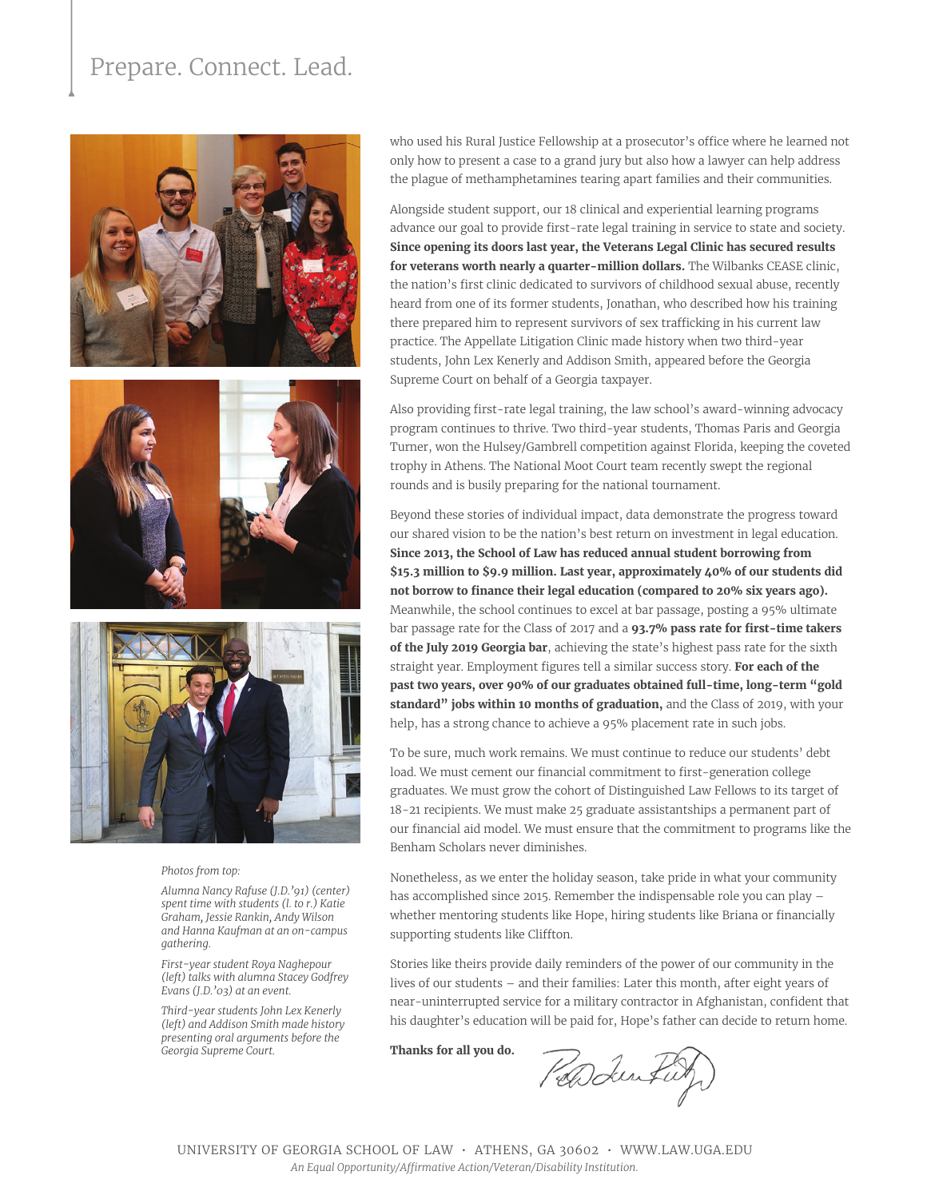Prepare. Connect. Lead.

who used his Rural Justice Fellowship at a prosecutor's office where he learned not only how to present a case to a grand jury but also how a lawyer can help address the plague of methamphetamines tearing apart families and their communities.

Alongside student support, our 18 clinical and experiential learning programs advance our goal to provide first-rate legal training in service to state and society. **Since opening its doors last year, the Veterans Legal Clinic has secured results for veterans worth nearly a quarter-million dollars.** The Wilbanks CEASE clinic, the nation's first clinic dedicated to survivors of childhood sexual abuse, recently heard from one of its former students, Jonathan, who described how his training there prepared him to represent survivors of sex trafficking in his current law practice. The Appellate Litigation Clinic made history when two third-year students, John Lex Kenerly and Addison Smith, appeared before the Georgia Supreme Court on behalf of a Georgia taxpayer.

Also providing first-rate legal training, the law school's award-winning advocacy program continues to thrive. Two third-year students, Thomas Paris and Georgia Turner, won the Hulsey/Gambrell competition against Florida, keeping the coveted trophy in Athens. The National Moot Court team recently swept the regional rounds and is busily preparing for the national tournament.

Beyond these stories of individual impact, data demonstrate the progress toward our shared vision to be the nation's best return on investment in legal education. **Since 2013, the School of Law has reduced annual student borrowing from $15.3 million to $9.9 million. Last year, approximately 40% of our students did not borrow to finance their legal education (compared to 20% six years ago).** Meanwhile, the school continues to excel at bar passage, posting a 95% ultimate bar passage rate for the Class of 2017 and a **93.7% pass rate for first-time takers of the July 2019 Georgia bar**, achieving the state's highest pass rate for the sixth straight year. Employment figures tell a similar success story. **For each of the past two years, over 90% of our graduates obtained full-time, long-term "gold standard" jobs within 10 months of graduation,** and the Class of 2019, with your help, has a strong chance to achieve a 95% placement rate in such jobs.

To be sure, much work remains. We must continue to reduce our students' debt load. We must cement our financial commitment to first-generation college graduates. We must grow the cohort of Distinguished Law Fellows to its target of 18-21 recipients. We must make 25 graduate assistantships a permanent part of our financial aid model. We must ensure that the commitment to programs like the Benham Scholars never diminishes.

Nonetheless, as we enter the holiday season, take pride in what your community has accomplished since 2015. Remember the indispensable role you can play – whether mentoring students like Hope, hiring students like Briana or financially supporting students like Cliffton.

Stories like theirs provide daily reminders of the power of our community in the lives of our students – and their families: Later this month, after eight years of near-uninterrupted service for a military contractor in Afghanistan, confident that his daughter's education will be paid for, Hope's father can decide to return home.

**Thanks for all you do.**

*Photos from top:*

*Alumna Nancy Rafuse (J.D.'91) (center) spent time with students (l. to r.) Katie Graham, Jessie Rankin, Andy Wilson and Hanna Kaufman at an on-campus gathering.*

*First-year student Roya Naghepour (left) talks with alumna Stacey Godfrey Evans (J.D.'03) at an event.*

*Third-year students John Lex Kenerly (left) and Addison Smith made history presenting oral arguments before the Georgia Supreme Court.*

UNIVERSITY OF GEORGIA SCHOOL OF LAW · ATHENS, GA 30602 · WWW.LAW.UGA.EDU

*An Equal Opportunity/Affirmative Action/Veteran/Disability Institution.*